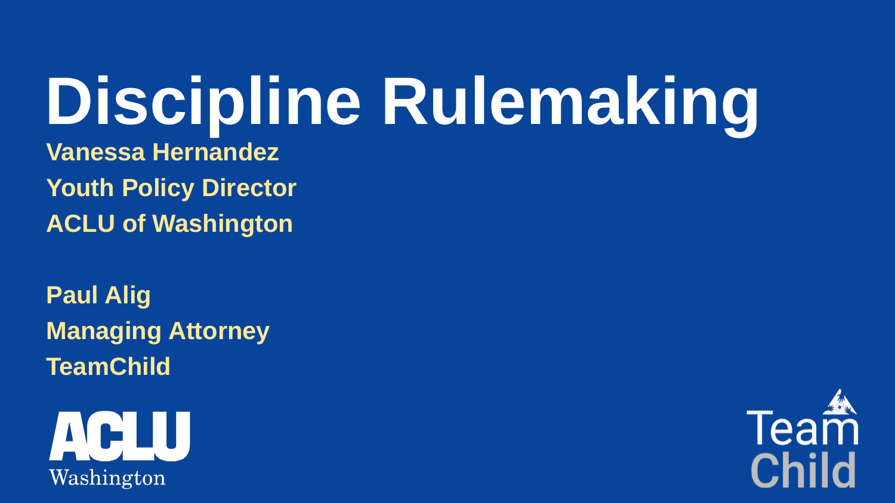# Discipline Rulemaking

**Vanessa Hernandez**
**Youth Policy Director**
**ACLU of Washington**

**Paul Alig**
**Managing Attorney**
**TeamChild**

ACLU Washington

Team Child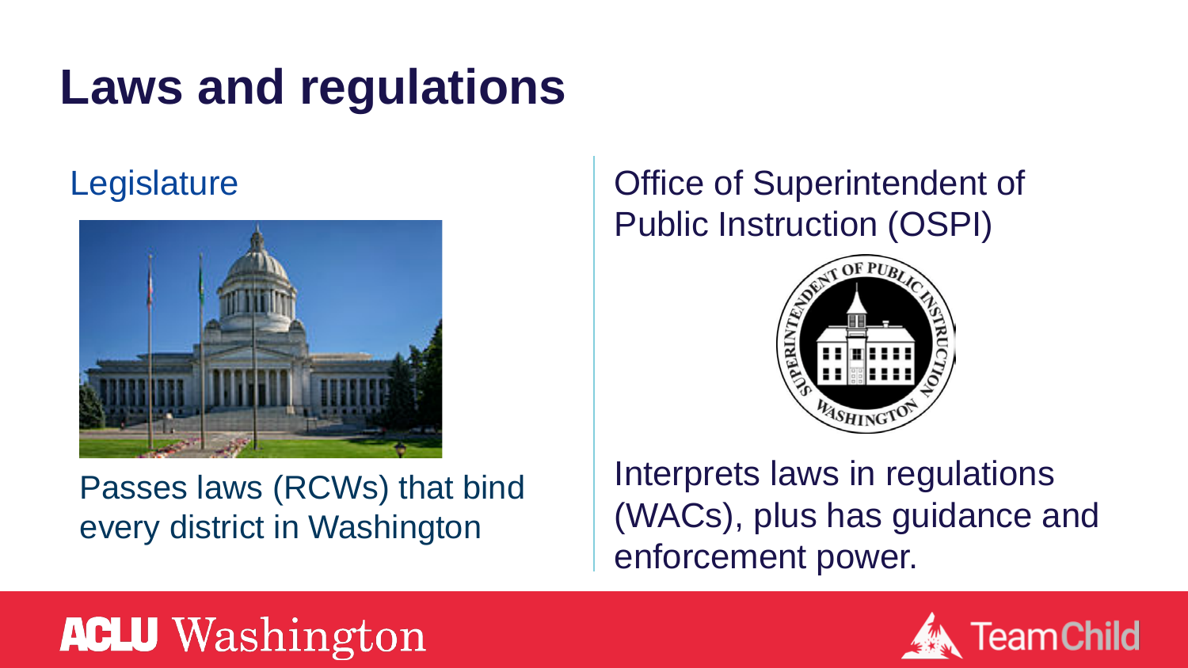# Laws and regulations

## Legislature

Passes laws (RCWs) that bind every district in Washington

## Office of Superintendent of Public Instruction (OSPI)

Interprets laws in regulations (WACs), plus has guidance and enforcement power.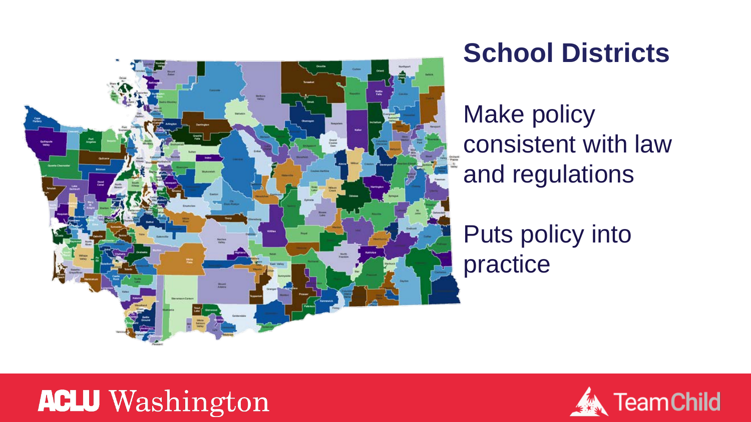# School Districts

Make policy consistent with law and regulations

Puts policy into practice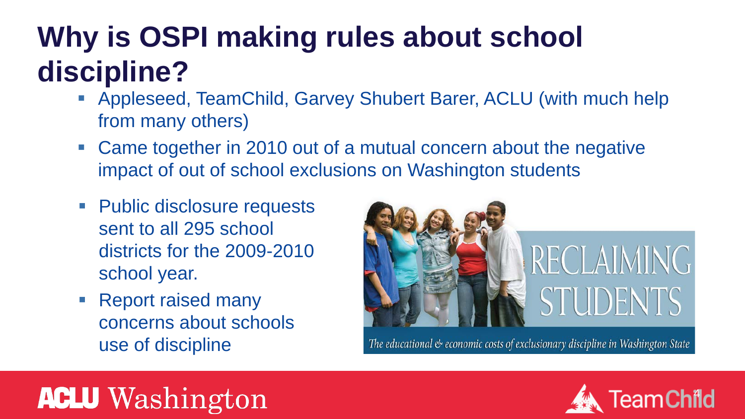# Why is OSPI making rules about school discipline?

- Appleseed, TeamChild, Garvey Shubert Barer, ACLU (with much help from many others)
- Came together in 2010 out of a mutual concern about the negative impact of out of school exclusions on Washington students
- Public disclosure requests sent to all 295 school districts for the 2009-2010 school year.
- Report raised many concerns about schools use of discipline

RECLAIMING STUDENTS

*The educational & economic costs of exclusionary discipline in Washington State*

ACLU Washington

TeamChild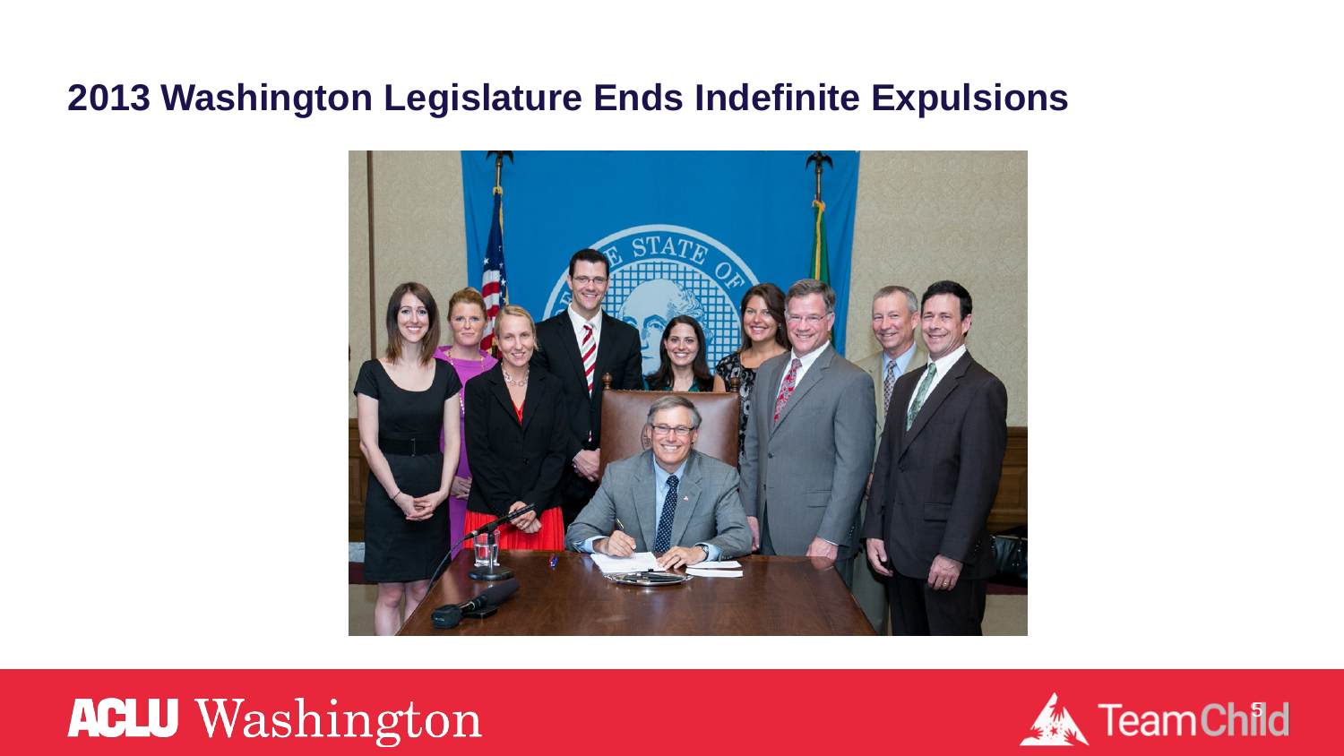# 2013 Washington Legislature Ends Indefinite Expulsions

ACLU Washington

TeamChild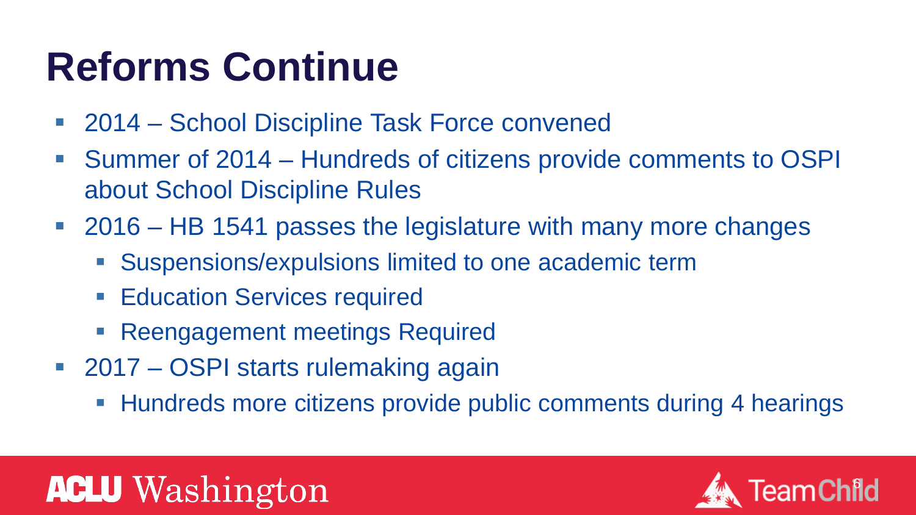# Reforms Continue

- 2014 – School Discipline Task Force convened
- Summer of 2014 – Hundreds of citizens provide comments to OSPI about School Discipline Rules
- 2016 – HB 1541 passes the legislature with many more changes
  - Suspensions/expulsions limited to one academic term
  - Education Services required
  - Reengagement meetings Required
- 2017 – OSPI starts rulemaking again
  - Hundreds more citizens provide public comments during 4 hearings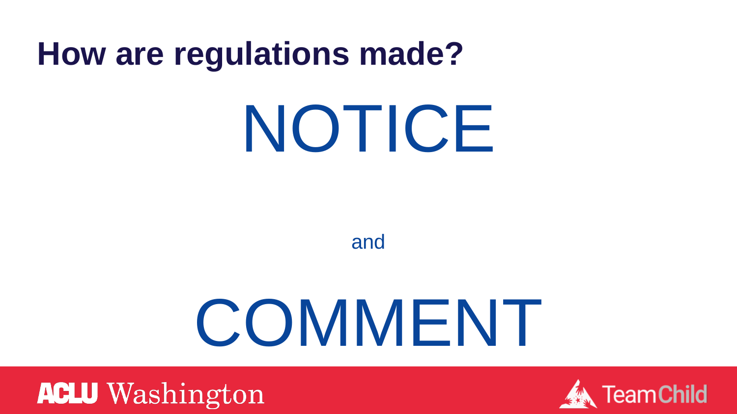# How are regulations made?

NOTICE

and

COMMENT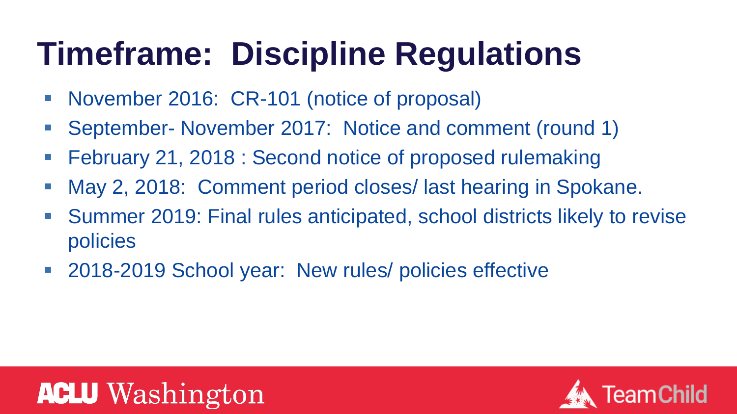# Timeframe: Discipline Regulations

- November 2016: CR-101 (notice of proposal)
- September- November 2017: Notice and comment (round 1)
- February 21, 2018 : Second notice of proposed rulemaking
- May 2, 2018: Comment period closes/ last hearing in Spokane.
- Summer 2019: Final rules anticipated, school districts likely to revise policies
- 2018-2019 School year: New rules/ policies effective

ACLU Washington

TeamChild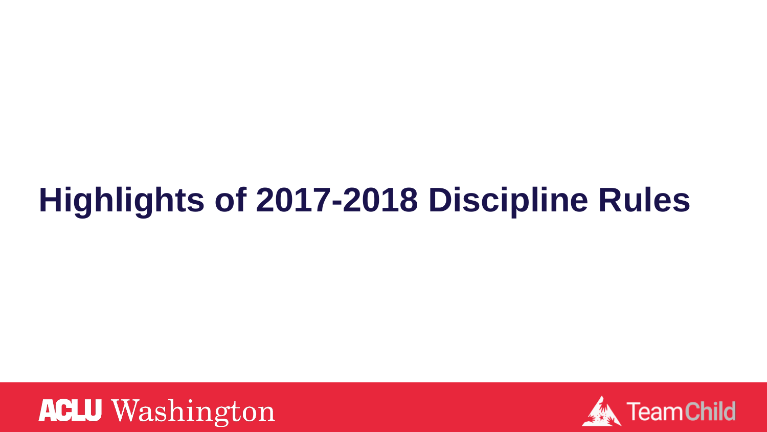# Highlights of 2017-2018 Discipline Rules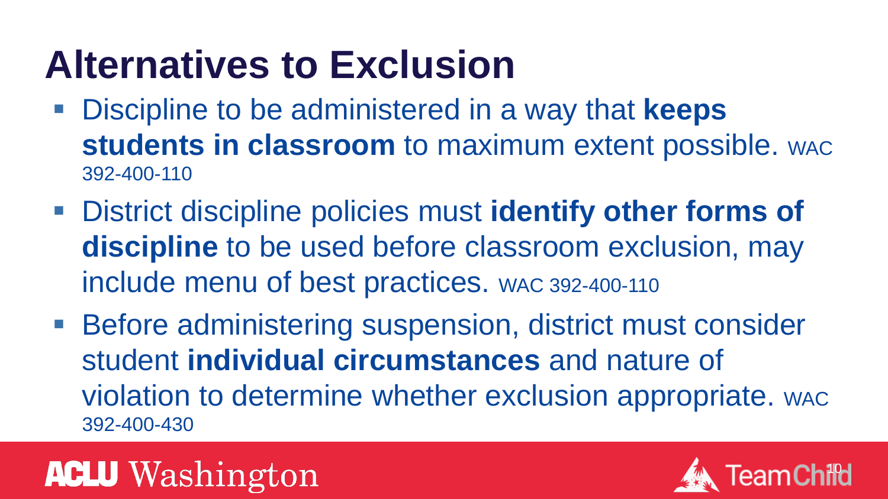# Alternatives to Exclusion

- Discipline to be administered in a way that **keeps students in classroom** to maximum extent possible. WAC 392-400-110
- District discipline policies must **identify other forms of discipline** to be used before classroom exclusion, may include menu of best practices. WAC 392-400-110
- Before administering suspension, district must consider student **individual circumstances** and nature of violation to determine whether exclusion appropriate. WAC 392-400-430

ACLU Washington

TeamChild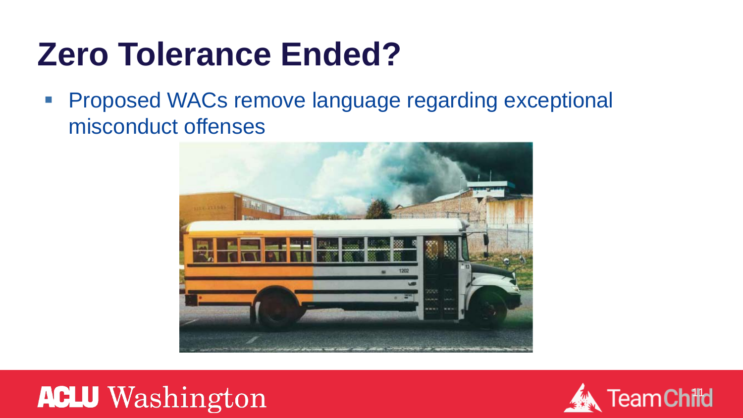# Zero Tolerance Ended?

- Proposed WACs remove language regarding exceptional misconduct offenses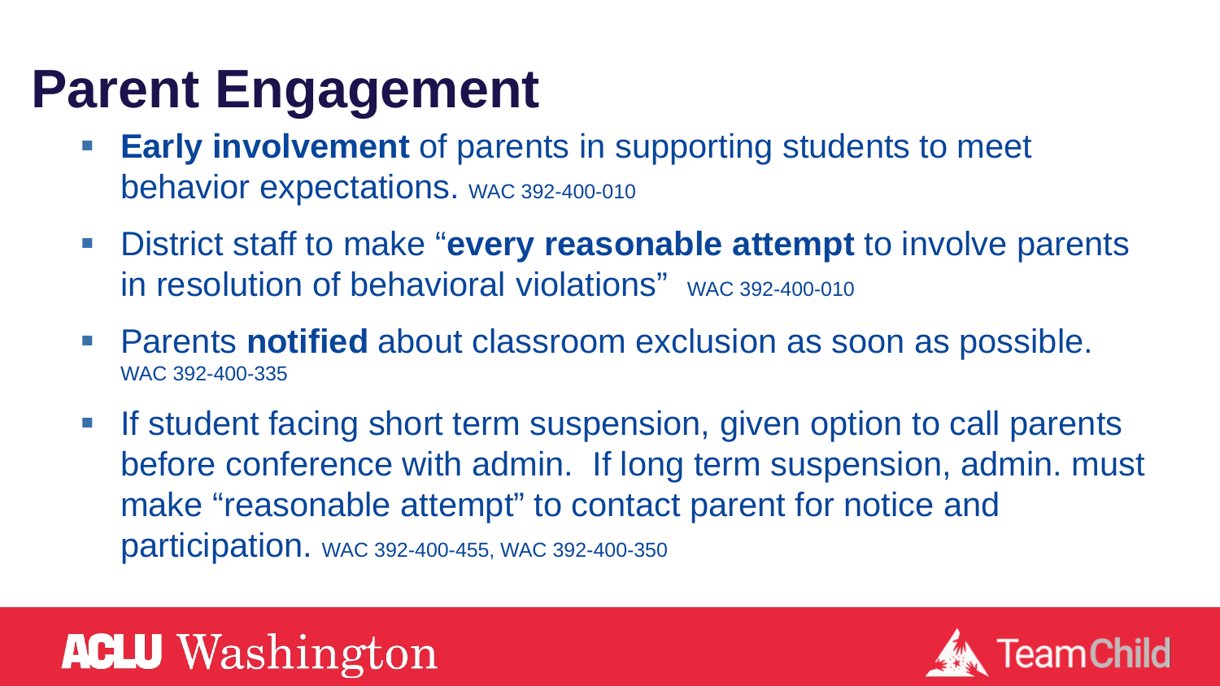# Parent Engagement

- **Early involvement** of parents in supporting students to meet behavior expectations. WAC 392-400-010
- District staff to make "**every reasonable attempt** to involve parents in resolution of behavioral violations" WAC 392-400-010
- Parents **notified** about classroom exclusion as soon as possible. WAC 392-400-335
- If student facing short term suspension, given option to call parents before conference with admin. If long term suspension, admin. must make "reasonable attempt" to contact parent for notice and participation. WAC 392-400-455, WAC 392-400-350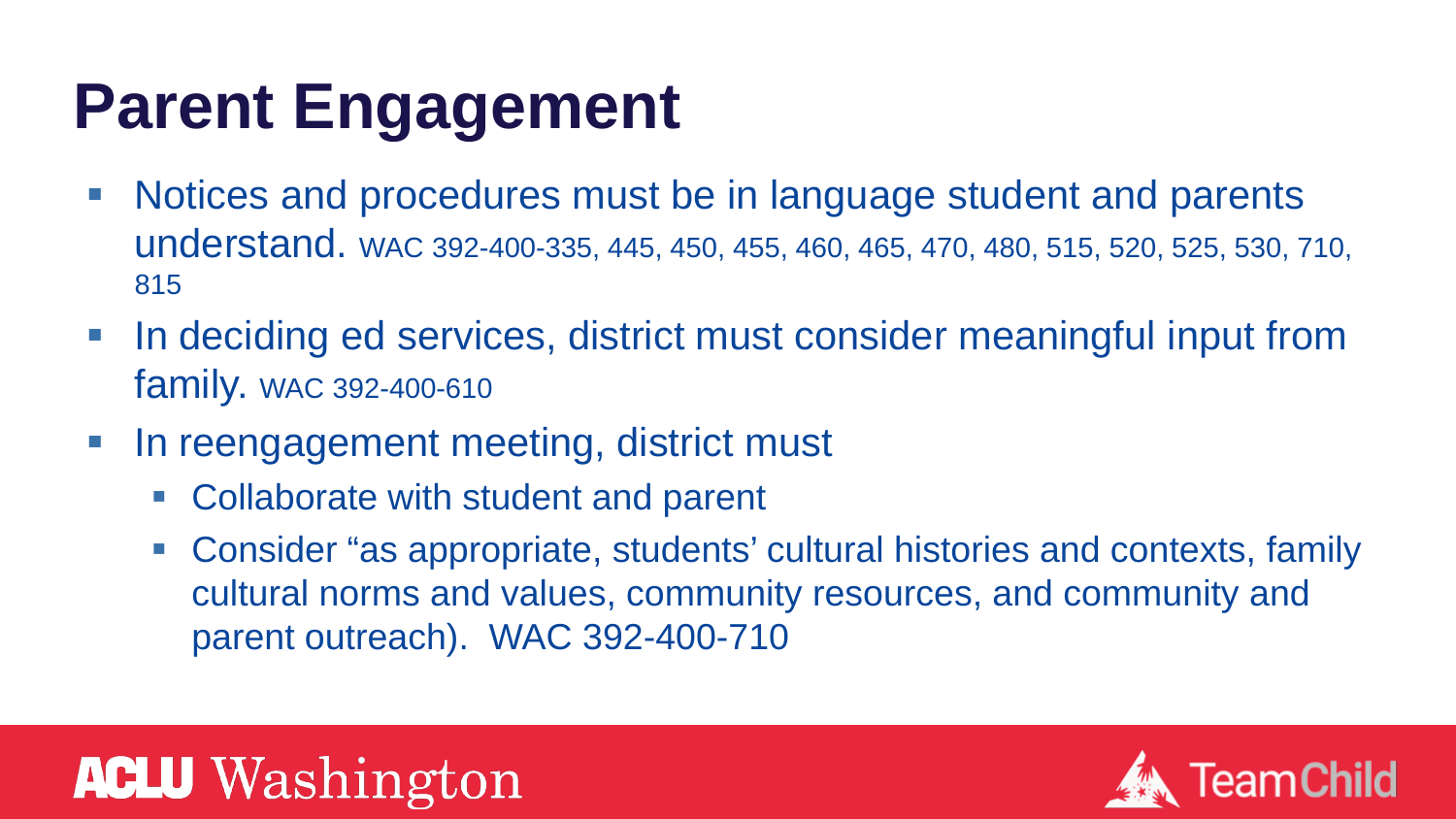# Parent Engagement

- Notices and procedures must be in language student and parents understand. WAC 392-400-335, 445, 450, 455, 460, 465, 470, 480, 515, 520, 525, 530, 710, 815
- In deciding ed services, district must consider meaningful input from family. WAC 392-400-610
- In reengagement meeting, district must
  - Collaborate with student and parent
  - Consider "as appropriate, students' cultural histories and contexts, family cultural norms and values, community resources, and community and parent outreach). WAC 392-400-710

ACLU Washington

TeamChild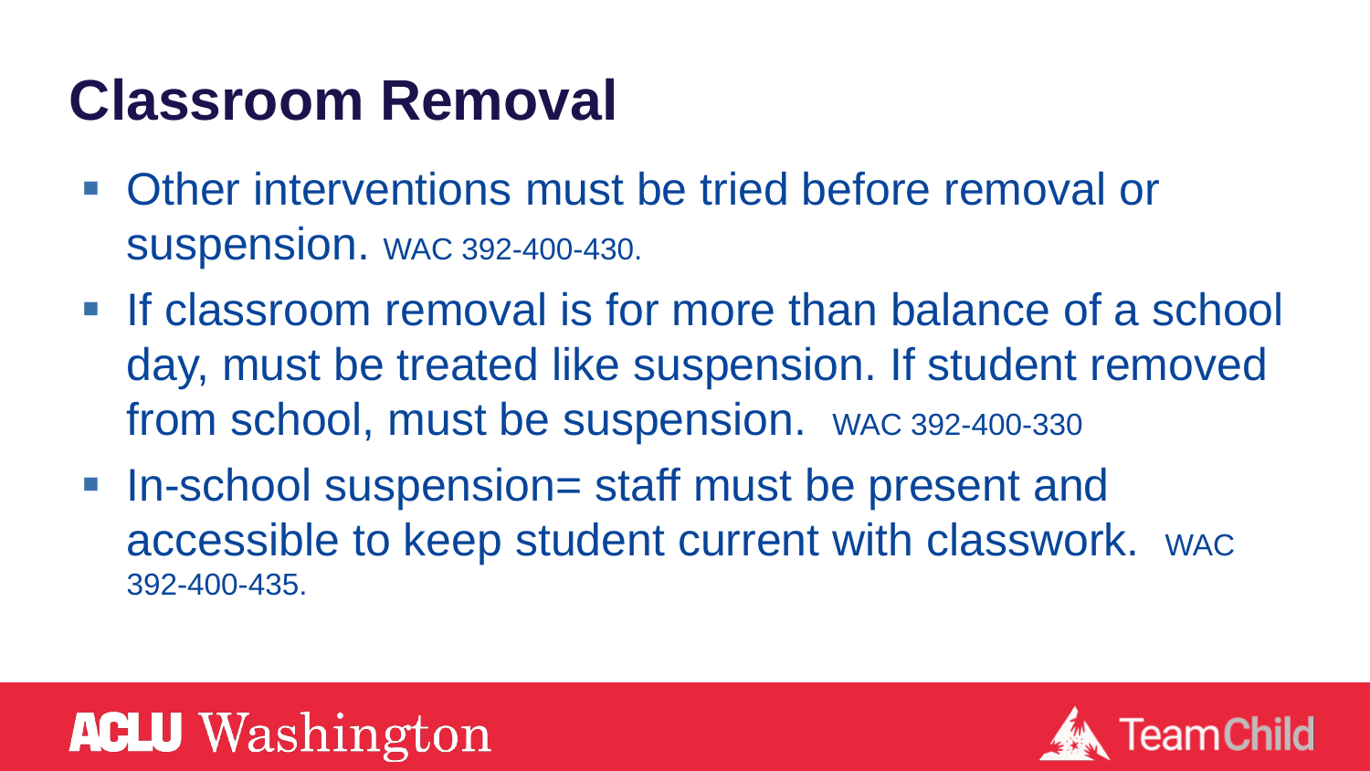# Classroom Removal

- Other interventions must be tried before removal or suspension. WAC 392-400-430.
- If classroom removal is for more than balance of a school day, must be treated like suspension. If student removed from school, must be suspension. WAC 392-400-330
- In-school suspension= staff must be present and accessible to keep student current with classwork. WAC 392-400-435.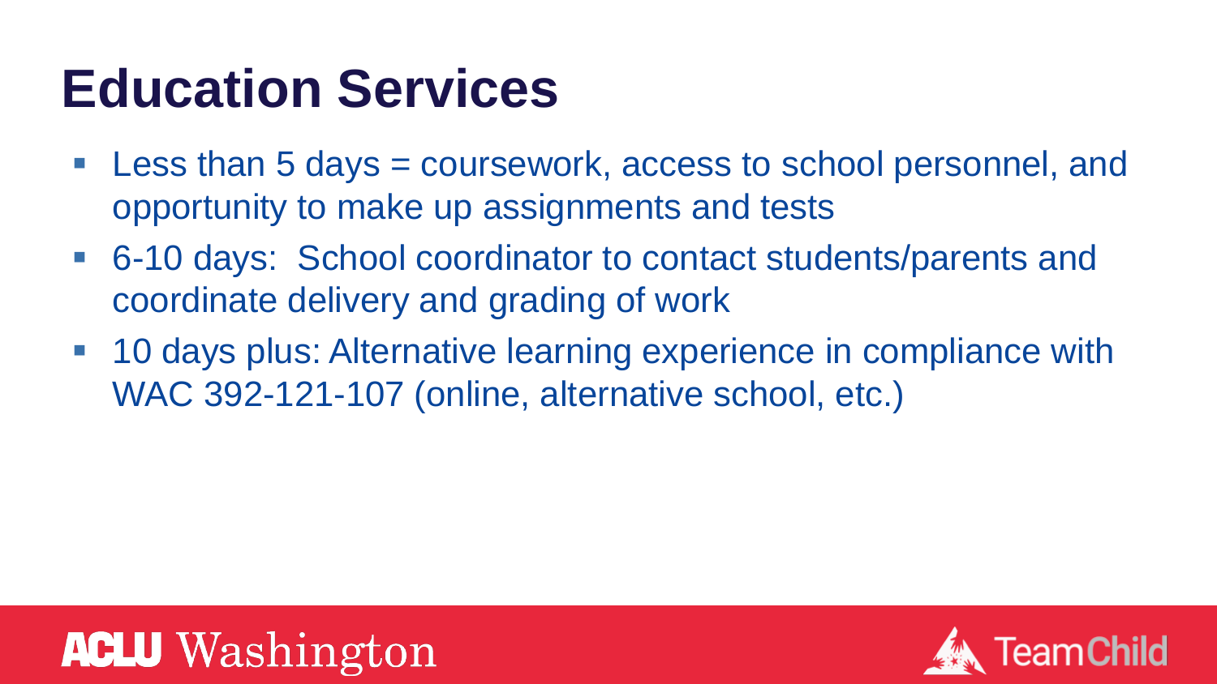# Education Services

- Less than 5 days = coursework, access to school personnel, and opportunity to make up assignments and tests
- 6-10 days: School coordinator to contact students/parents and coordinate delivery and grading of work
- 10 days plus: Alternative learning experience in compliance with WAC 392-121-107 (online, alternative school, etc.)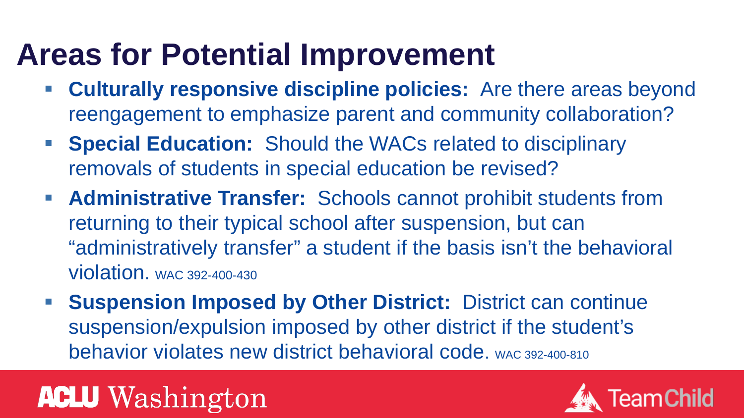# Areas for Potential Improvement

- **Culturally responsive discipline policies:** Are there areas beyond reengagement to emphasize parent and community collaboration?
- **Special Education:** Should the WACs related to disciplinary removals of students in special education be revised?
- **Administrative Transfer:** Schools cannot prohibit students from returning to their typical school after suspension, but can "administratively transfer" a student if the basis isn't the behavioral violation. WAC 392-400-430
- **Suspension Imposed by Other District:** District can continue suspension/expulsion imposed by other district if the student's behavior violates new district behavioral code. WAC 392-400-810

ACLU Washington

TeamChild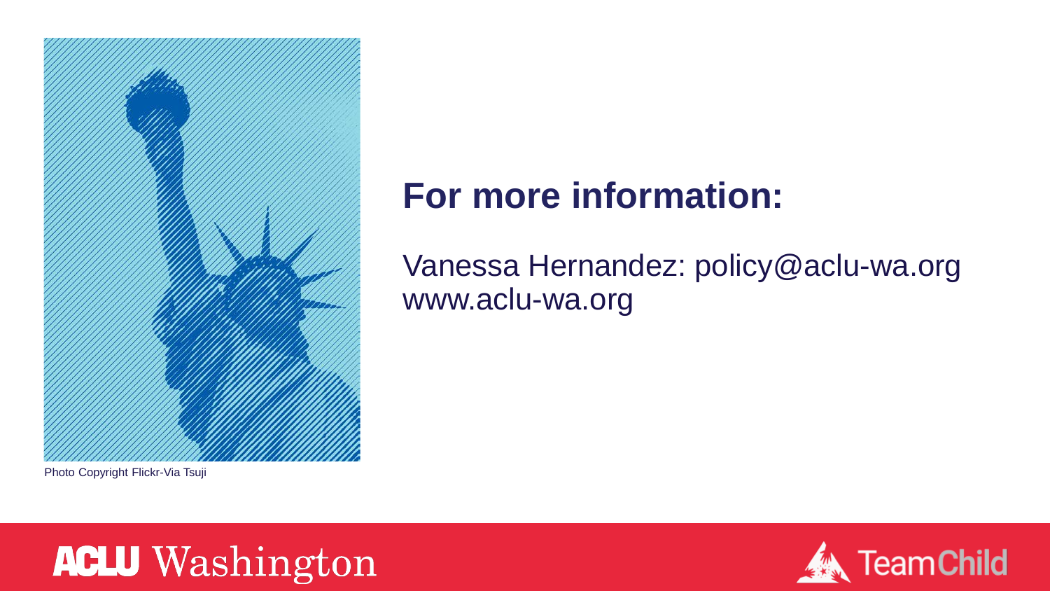Photo Copyright Flickr-Via Tsuji

## For more information:

Vanessa Hernandez: policy@aclu-wa.org
www.aclu-wa.org

ACLU Washington

TeamChild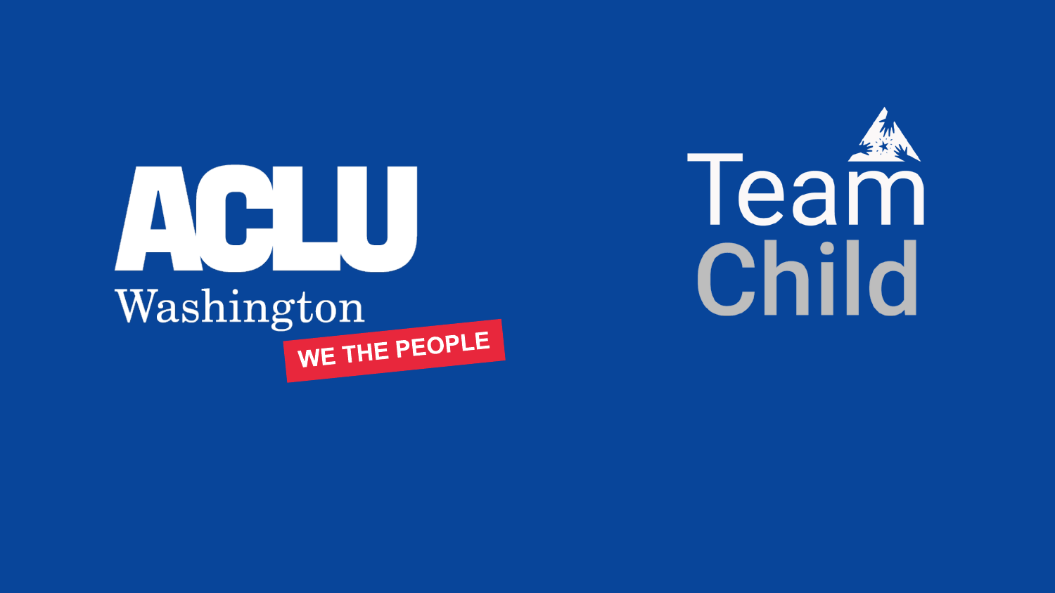ACLU

Washington

WE THE PEOPLE

Team

Child